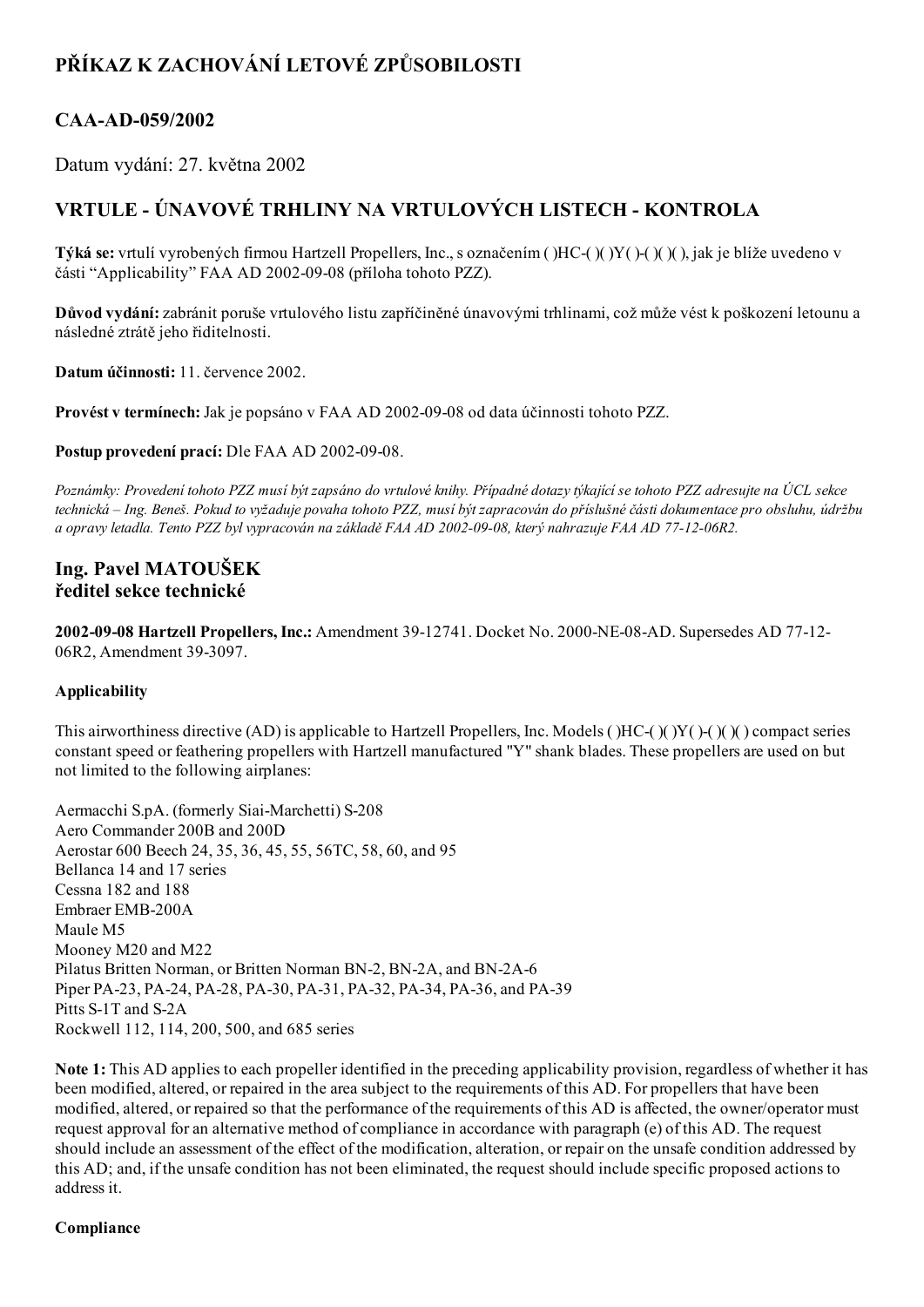# PŘÍKAZ K ZACHOVÁNÍ LETOVÉ ZPŮSOBILOSTI

## CAA-AD-059/2002

Datum vydání: 27. května 2002

## VRTULE - ÚNAVOVÉ TRHLINY NA VRTULOVÝCH LISTECH - KONTROLA

**Týká se:** vrtulí vyrobených firmou Hartzell Propellers, Inc., s označením ( )HC-( )( )Y( )-( )( )( ), jak je blíže uvedeno v části "Applicability" FAA AD 2002-09-08 (příloha tohoto PZZ).

**Důvod vydání:** zabránit poruše vrtulového listu zapříčiněné únavovými trhlinami, což může vést k poškození letounu a následné ztrátě jeho řiditelnosti.

**Datum účinnosti:** 11. července 2002.

**Provést v termínech:** Jak je popsáno v FAA AD 2002-09-08 od data účinnosti tohoto PZZ.

**Postup provedení prací:** Dle FAA AD 2002-09-08.

*Poznámky: Provedení tohoto PZZ musí být zapsáno do vrtulové knihy. Případné dotazy týkající se tohoto PZZ adresujte na ÚCL sekce technická – Ing. Beneš. Pokud to vyžaduje povaha tohoto PZZ, musí být zapracován do příslušné části dokumentace pro obsluhu, údržbu a opravy letadla. Tento PZZ byl vypracován na základě FAA AD 2002-09-08, který nahrazuje FAA AD 77-12-06R2.*

**Ing. Pavel MATOUŠEK**
**ředitel sekce technické**

**2002-09-08 Hartzell Propellers, Inc.:** Amendment 39-12741. Docket No. 2000-NE-08-AD. Supersedes AD 77-12-06R2, Amendment 39-3097.

### Applicability

This airworthiness directive (AD) is applicable to Hartzell Propellers, Inc. Models ( )HC-( )( )Y( )-( )( )( ) compact series constant speed or feathering propellers with Hartzell manufactured "Y" shank blades. These propellers are used on but not limited to the following airplanes:

Aermacchi S.pA. (formerly Siai-Marchetti) S-208
Aero Commander 200B and 200D
Aerostar 600 Beech 24, 35, 36, 45, 55, 56TC, 58, 60, and 95
Bellanca 14 and 17 series
Cessna 182 and 188
Embraer EMB-200A
Maule M5
Mooney M20 and M22
Pilatus Britten Norman, or Britten Norman BN-2, BN-2A, and BN-2A-6
Piper PA-23, PA-24, PA-28, PA-30, PA-31, PA-32, PA-34, PA-36, and PA-39
Pitts S-1T and S-2A
Rockwell 112, 114, 200, 500, and 685 series

**Note 1:** This AD applies to each propeller identified in the preceding applicability provision, regardless of whether it has been modified, altered, or repaired in the area subject to the requirements of this AD. For propellers that have been modified, altered, or repaired so that the performance of the requirements of this AD is affected, the owner/operator must request approval for an alternative method of compliance in accordance with paragraph (e) of this AD. The request should include an assessment of the effect of the modification, alteration, or repair on the unsafe condition addressed by this AD; and, if the unsafe condition has not been eliminated, the request should include specific proposed actions to address it.

### Compliance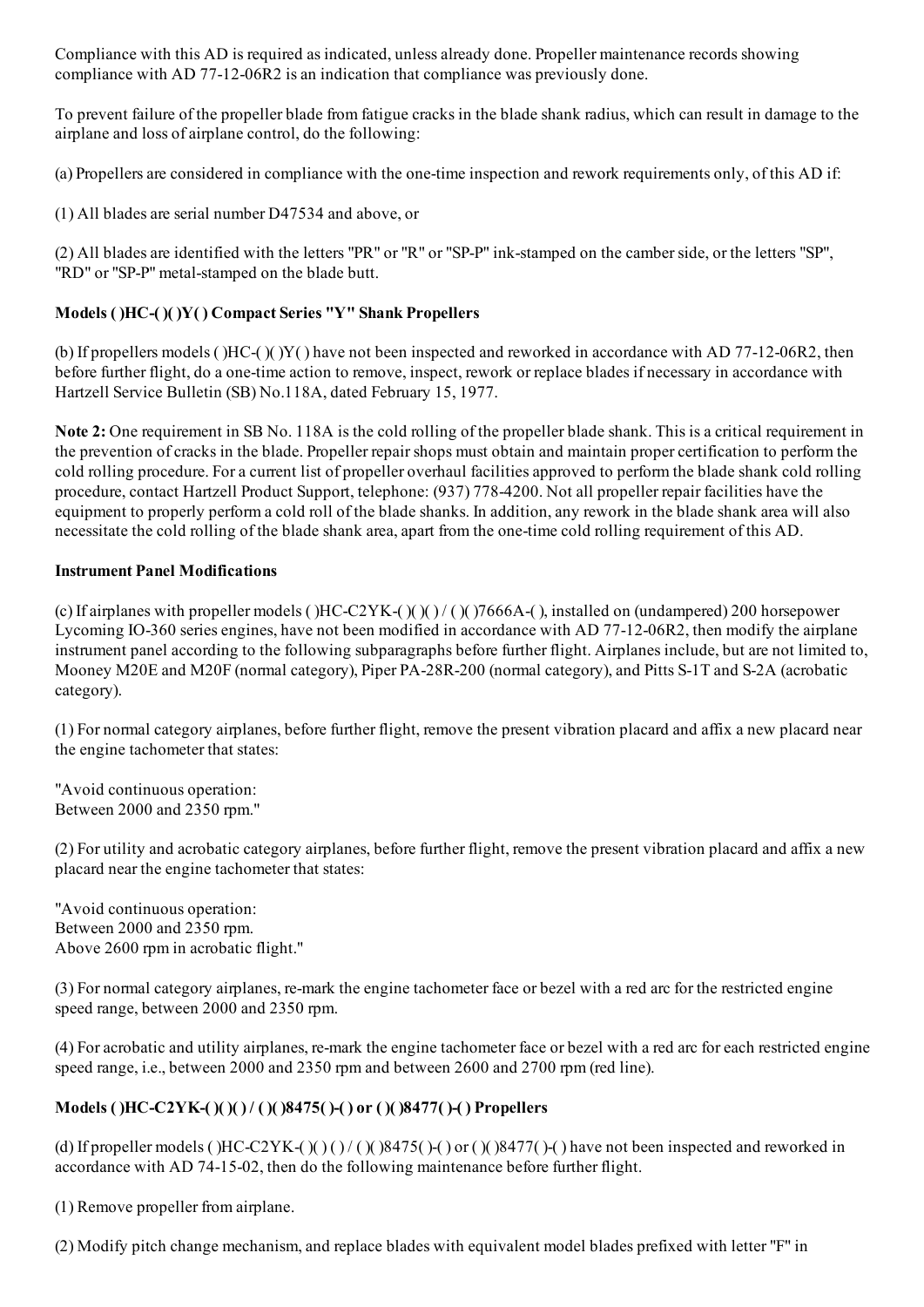Compliance with this AD is required as indicated, unless already done. Propeller maintenance records showing compliance with AD 77-12-06R2 is an indication that compliance was previously done.

To prevent failure of the propeller blade from fatigue cracks in the blade shank radius, which can result in damage to the airplane and loss of airplane control, do the following:

(a) Propellers are considered in compliance with the one-time inspection and rework requirements only, of this AD if:

(1) All blades are serial number D47534 and above, or

(2) All blades are identified with the letters "PR" or "R" or "SP-P" ink-stamped on the camber side, or the letters "SP", "RD" or "SP-P" metal-stamped on the blade butt.

**Models ( )HC-( )( )Y( ) Compact Series "Y" Shank Propellers**

(b) If propellers models ( )HC-( )( )Y( ) have not been inspected and reworked in accordance with AD 77-12-06R2, then before further flight, do a one-time action to remove, inspect, rework or replace blades if necessary in accordance with Hartzell Service Bulletin (SB) No.118A, dated February 15, 1977.

**Note 2:** One requirement in SB No. 118A is the cold rolling of the propeller blade shank. This is a critical requirement in the prevention of cracks in the blade. Propeller repair shops must obtain and maintain proper certification to perform the cold rolling procedure. For a current list of propeller overhaul facilities approved to perform the blade shank cold rolling procedure, contact Hartzell Product Support, telephone: (937) 778-4200. Not all propeller repair facilities have the equipment to properly perform a cold roll of the blade shanks. In addition, any rework in the blade shank area will also necessitate the cold rolling of the blade shank area, apart from the one-time cold rolling requirement of this AD.

**Instrument Panel Modifications**

(c) If airplanes with propeller models ( )HC-C2YK-( )( )( ) / ( )( )7666A-( ), installed on (undampered) 200 horsepower Lycoming IO-360 series engines, have not been modified in accordance with AD 77-12-06R2, then modify the airplane instrument panel according to the following subparagraphs before further flight. Airplanes include, but are not limited to, Mooney M20E and M20F (normal category), Piper PA-28R-200 (normal category), and Pitts S-1T and S-2A (acrobatic category).

(1) For normal category airplanes, before further flight, remove the present vibration placard and affix a new placard near the engine tachometer that states:

"Avoid continuous operation:
Between 2000 and 2350 rpm."

(2) For utility and acrobatic category airplanes, before further flight, remove the present vibration placard and affix a new placard near the engine tachometer that states:

"Avoid continuous operation:
Between 2000 and 2350 rpm.
Above 2600 rpm in acrobatic flight."

(3) For normal category airplanes, re-mark the engine tachometer face or bezel with a red arc for the restricted engine speed range, between 2000 and 2350 rpm.

(4) For acrobatic and utility airplanes, re-mark the engine tachometer face or bezel with a red arc for each restricted engine speed range, i.e., between 2000 and 2350 rpm and between 2600 and 2700 rpm (red line).

**Models ( )HC-C2YK-( )( )( ) / ( )( )8475( )-( ) or ( )( )8477( )-( ) Propellers**

(d) If propeller models ( )HC-C2YK-( )( ) ( ) / ( )( )8475( )-( ) or ( )( )8477( )-( ) have not been inspected and reworked in accordance with AD 74-15-02, then do the following maintenance before further flight.

(1) Remove propeller from airplane.

(2) Modify pitch change mechanism, and replace blades with equivalent model blades prefixed with letter "F" in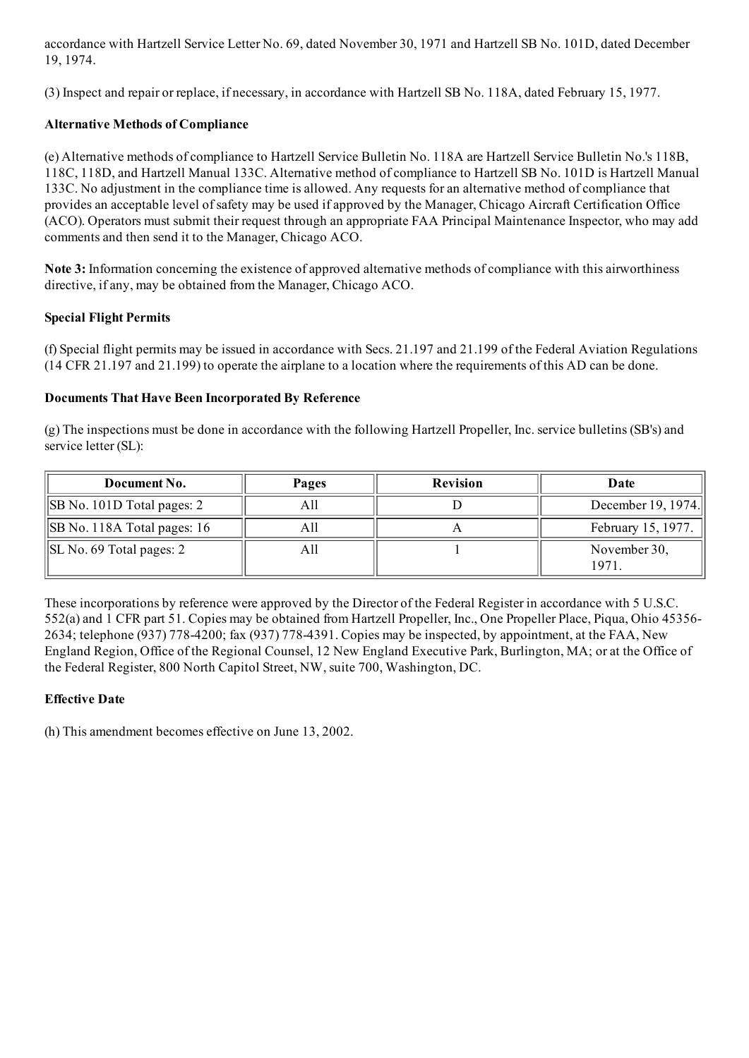accordance with Hartzell Service Letter No. 69, dated November 30, 1971 and Hartzell SB No. 101D, dated December 19, 1974.

(3) Inspect and repair or replace, if necessary, in accordance with Hartzell SB No. 118A, dated February 15, 1977.

**Alternative Methods of Compliance**

(e) Alternative methods of compliance to Hartzell Service Bulletin No. 118A are Hartzell Service Bulletin No.'s 118B, 118C, 118D, and Hartzell Manual 133C. Alternative method of compliance to Hartzell SB No. 101D is Hartzell Manual 133C. No adjustment in the compliance time is allowed. Any requests for an alternative method of compliance that provides an acceptable level of safety may be used if approved by the Manager, Chicago Aircraft Certification Office (ACO). Operators must submit their request through an appropriate FAA Principal Maintenance Inspector, who may add comments and then send it to the Manager, Chicago ACO.

**Note 3:** Information concerning the existence of approved alternative methods of compliance with this airworthiness directive, if any, may be obtained from the Manager, Chicago ACO.

**Special Flight Permits**

(f) Special flight permits may be issued in accordance with Secs. 21.197 and 21.199 of the Federal Aviation Regulations (14 CFR 21.197 and 21.199) to operate the airplane to a location where the requirements of this AD can be done.

**Documents That Have Been Incorporated By Reference**

(g) The inspections must be done in accordance with the following Hartzell Propeller, Inc. service bulletins (SB's) and service letter (SL):

| Document No. | Pages | Revision | Date |
|---|---|---|---|
| SB No. 101D Total pages: 2 | All | D | December 19, 1974. |
| SB No. 118A Total pages: 16 | All | A | February 15, 1977. |
| SL No. 69 Total pages: 2 | All | 1 | November 30, 1971. |

These incorporations by reference were approved by the Director of the Federal Register in accordance with 5 U.S.C. 552(a) and 1 CFR part 51. Copies may be obtained from Hartzell Propeller, Inc., One Propeller Place, Piqua, Ohio 45356-2634; telephone (937) 778-4200; fax (937) 778-4391. Copies may be inspected, by appointment, at the FAA, New England Region, Office of the Regional Counsel, 12 New England Executive Park, Burlington, MA; or at the Office of the Federal Register, 800 North Capitol Street, NW, suite 700, Washington, DC.

**Effective Date**

(h) This amendment becomes effective on June 13, 2002.